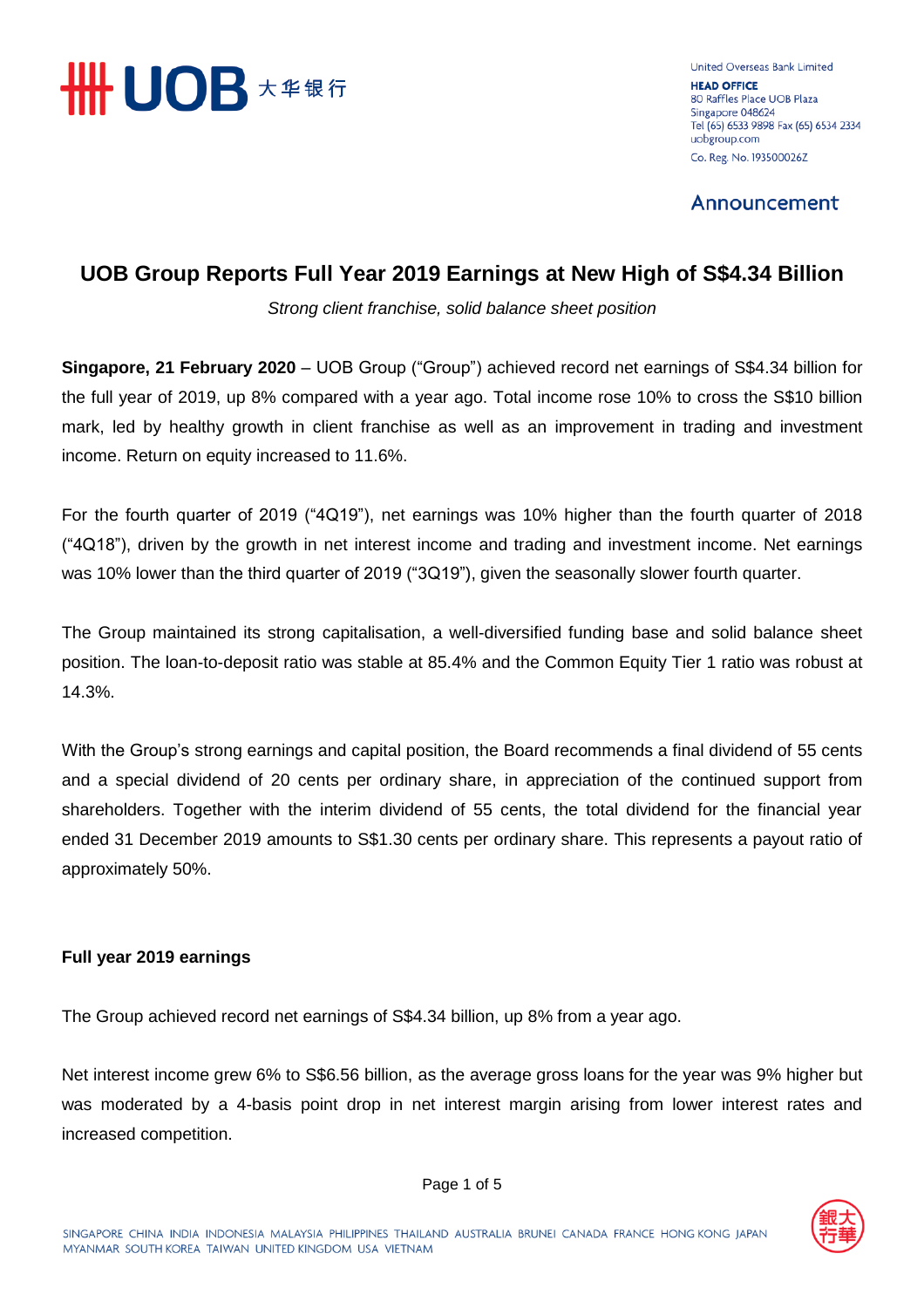United Overseas Bank Limited
**HEAD OFFICE**
80 Raffles Place UOB Plaza
Singapore 048624
Tel (65) 6533 9898 Fax (65) 6534 2334
uobgroup.com
Co. Reg. No. 193500026Z

Announcement

# UOB Group Reports Full Year 2019 Earnings at New High of S$4.34 Billion

*Strong client franchise, solid balance sheet position*

**Singapore, 21 February 2020** – UOB Group ("Group") achieved record net earnings of S$4.34 billion for the full year of 2019, up 8% compared with a year ago. Total income rose 10% to cross the S$10 billion mark, led by healthy growth in client franchise as well as an improvement in trading and investment income. Return on equity increased to 11.6%.

For the fourth quarter of 2019 ("4Q19"), net earnings was 10% higher than the fourth quarter of 2018 ("4Q18"), driven by the growth in net interest income and trading and investment income. Net earnings was 10% lower than the third quarter of 2019 ("3Q19"), given the seasonally slower fourth quarter.

The Group maintained its strong capitalisation, a well-diversified funding base and solid balance sheet position. The loan-to-deposit ratio was stable at 85.4% and the Common Equity Tier 1 ratio was robust at 14.3%.

With the Group's strong earnings and capital position, the Board recommends a final dividend of 55 cents and a special dividend of 20 cents per ordinary share, in appreciation of the continued support from shareholders. Together with the interim dividend of 55 cents, the total dividend for the financial year ended 31 December 2019 amounts to S$1.30 cents per ordinary share. This represents a payout ratio of approximately 50%.

**Full year 2019 earnings**

The Group achieved record net earnings of S$4.34 billion, up 8% from a year ago.

Net interest income grew 6% to S$6.56 billion, as the average gross loans for the year was 9% higher but was moderated by a 4-basis point drop in net interest margin arising from lower interest rates and increased competition.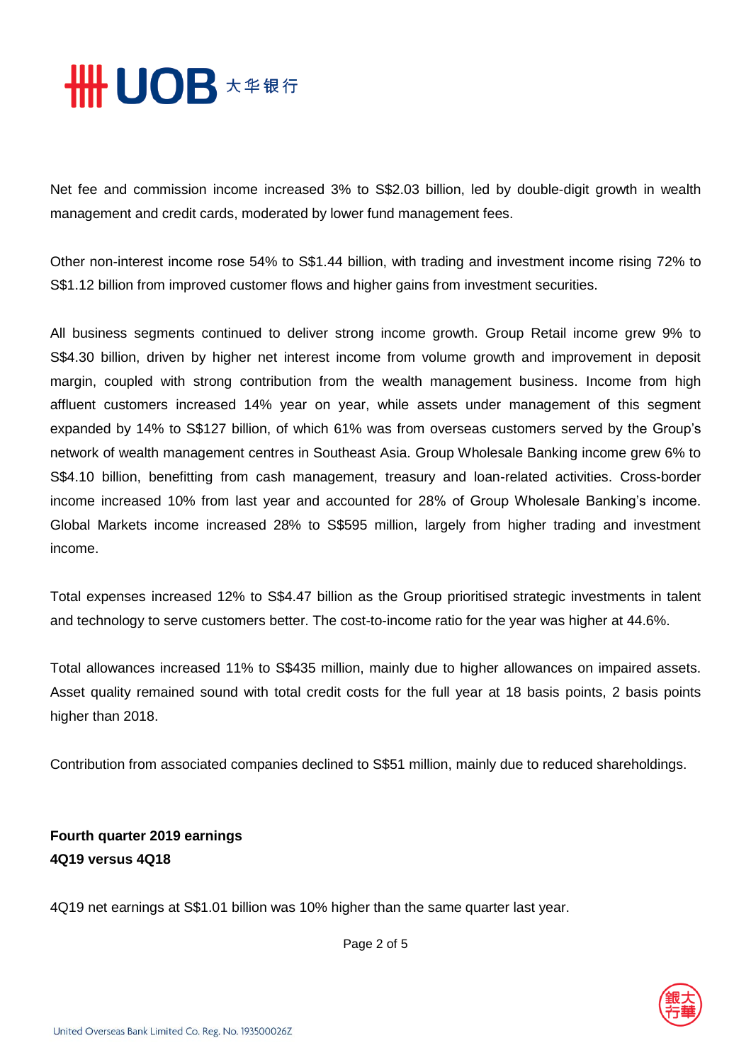Net fee and commission income increased 3% to S$2.03 billion, led by double-digit growth in wealth management and credit cards, moderated by lower fund management fees.

Other non-interest income rose 54% to S$1.44 billion, with trading and investment income rising 72% to S$1.12 billion from improved customer flows and higher gains from investment securities.

All business segments continued to deliver strong income growth. Group Retail income grew 9% to S$4.30 billion, driven by higher net interest income from volume growth and improvement in deposit margin, coupled with strong contribution from the wealth management business. Income from high affluent customers increased 14% year on year, while assets under management of this segment expanded by 14% to S$127 billion, of which 61% was from overseas customers served by the Group's network of wealth management centres in Southeast Asia. Group Wholesale Banking income grew 6% to S$4.10 billion, benefitting from cash management, treasury and loan-related activities. Cross-border income increased 10% from last year and accounted for 28% of Group Wholesale Banking's income. Global Markets income increased 28% to S$595 million, largely from higher trading and investment income.

Total expenses increased 12% to S$4.47 billion as the Group prioritised strategic investments in talent and technology to serve customers better. The cost-to-income ratio for the year was higher at 44.6%.

Total allowances increased 11% to S$435 million, mainly due to higher allowances on impaired assets. Asset quality remained sound with total credit costs for the full year at 18 basis points, 2 basis points higher than 2018.

Contribution from associated companies declined to S$51 million, mainly due to reduced shareholdings.

**Fourth quarter 2019 earnings**
**4Q19 versus 4Q18**

4Q19 net earnings at S$1.01 billion was 10% higher than the same quarter last year.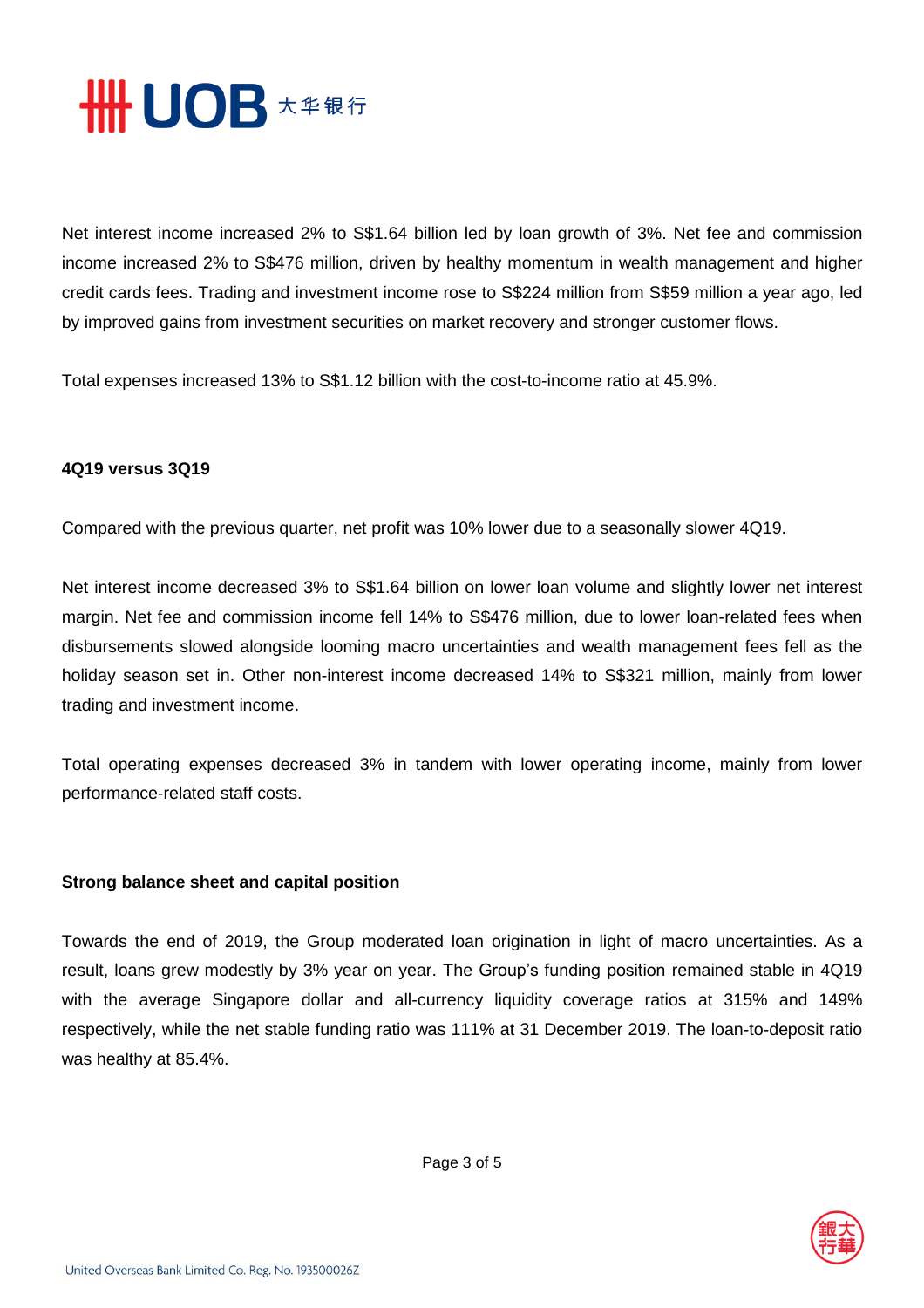Net interest income increased 2% to S$1.64 billion led by loan growth of 3%. Net fee and commission income increased 2% to S$476 million, driven by healthy momentum in wealth management and higher credit cards fees. Trading and investment income rose to S$224 million from S$59 million a year ago, led by improved gains from investment securities on market recovery and stronger customer flows.

Total expenses increased 13% to S$1.12 billion with the cost-to-income ratio at 45.9%.

**4Q19 versus 3Q19**

Compared with the previous quarter, net profit was 10% lower due to a seasonally slower 4Q19.

Net interest income decreased 3% to S$1.64 billion on lower loan volume and slightly lower net interest margin. Net fee and commission income fell 14% to S$476 million, due to lower loan-related fees when disbursements slowed alongside looming macro uncertainties and wealth management fees fell as the holiday season set in. Other non-interest income decreased 14% to S$321 million, mainly from lower trading and investment income.

Total operating expenses decreased 3% in tandem with lower operating income, mainly from lower performance-related staff costs.

**Strong balance sheet and capital position**

Towards the end of 2019, the Group moderated loan origination in light of macro uncertainties. As a result, loans grew modestly by 3% year on year. The Group's funding position remained stable in 4Q19 with the average Singapore dollar and all-currency liquidity coverage ratios at 315% and 149% respectively, while the net stable funding ratio was 111% at 31 December 2019. The loan-to-deposit ratio was healthy at 85.4%.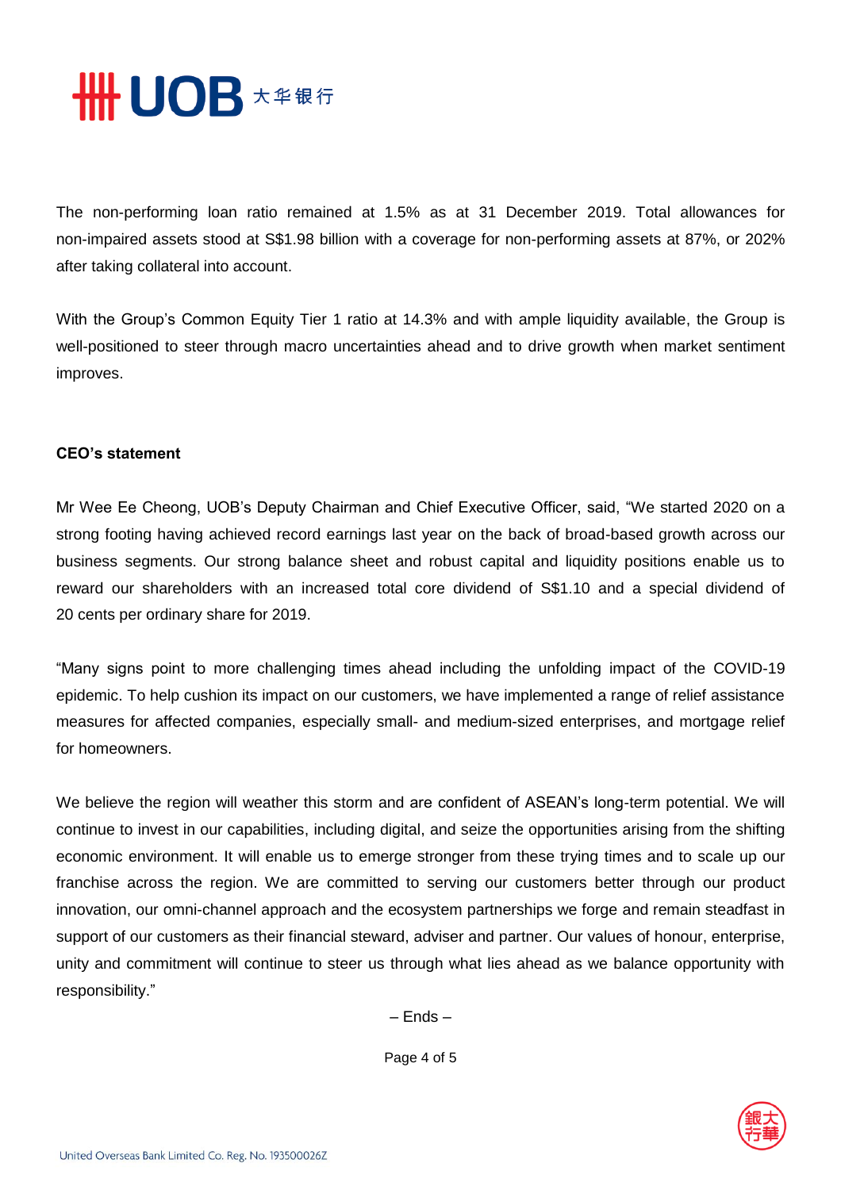The non-performing loan ratio remained at 1.5% as at 31 December 2019. Total allowances for non-impaired assets stood at S$1.98 billion with a coverage for non-performing assets at 87%, or 202% after taking collateral into account.

With the Group's Common Equity Tier 1 ratio at 14.3% and with ample liquidity available, the Group is well-positioned to steer through macro uncertainties ahead and to drive growth when market sentiment improves.

**CEO's statement**

Mr Wee Ee Cheong, UOB's Deputy Chairman and Chief Executive Officer, said, "We started 2020 on a strong footing having achieved record earnings last year on the back of broad-based growth across our business segments. Our strong balance sheet and robust capital and liquidity positions enable us to reward our shareholders with an increased total core dividend of S$1.10 and a special dividend of 20 cents per ordinary share for 2019.

"Many signs point to more challenging times ahead including the unfolding impact of the COVID-19 epidemic. To help cushion its impact on our customers, we have implemented a range of relief assistance measures for affected companies, especially small- and medium-sized enterprises, and mortgage relief for homeowners.

We believe the region will weather this storm and are confident of ASEAN's long-term potential. We will continue to invest in our capabilities, including digital, and seize the opportunities arising from the shifting economic environment. It will enable us to emerge stronger from these trying times and to scale up our franchise across the region. We are committed to serving our customers better through our product innovation, our omni-channel approach and the ecosystem partnerships we forge and remain steadfast in support of our customers as their financial steward, adviser and partner. Our values of honour, enterprise, unity and commitment will continue to steer us through what lies ahead as we balance opportunity with responsibility."

– Ends –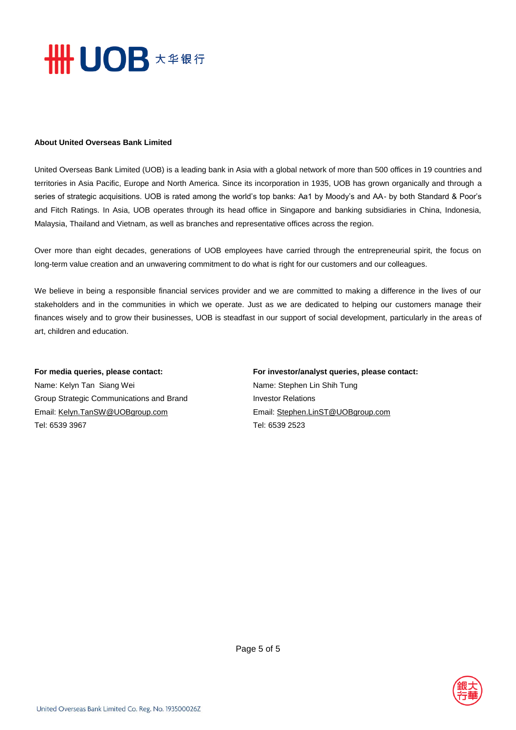**About United Overseas Bank Limited**

United Overseas Bank Limited (UOB) is a leading bank in Asia with a global network of more than 500 offices in 19 countries and territories in Asia Pacific, Europe and North America. Since its incorporation in 1935, UOB has grown organically and through a series of strategic acquisitions. UOB is rated among the world's top banks: Aa1 by Moody's and AA- by both Standard & Poor's and Fitch Ratings. In Asia, UOB operates through its head office in Singapore and banking subsidiaries in China, Indonesia, Malaysia, Thailand and Vietnam, as well as branches and representative offices across the region.

Over more than eight decades, generations of UOB employees have carried through the entrepreneurial spirit, the focus on long-term value creation and an unwavering commitment to do what is right for our customers and our colleagues.

We believe in being a responsible financial services provider and we are committed to making a difference in the lives of our stakeholders and in the communities in which we operate. Just as we are dedicated to helping our customers manage their finances wisely and to grow their businesses, UOB is steadfast in our support of social development, particularly in the areas of art, children and education.

**For media queries, please contact:**
Name: Kelyn Tan Siang Wei
Group Strategic Communications and Brand
Email: Kelyn.TanSW@UOBgroup.com
Tel: 6539 3967

**For investor/analyst queries, please contact:**
Name: Stephen Lin Shih Tung
Investor Relations
Email: Stephen.LinST@UOBgroup.com
Tel: 6539 2523

United Overseas Bank Limited Co. Reg. No. 193500026Z